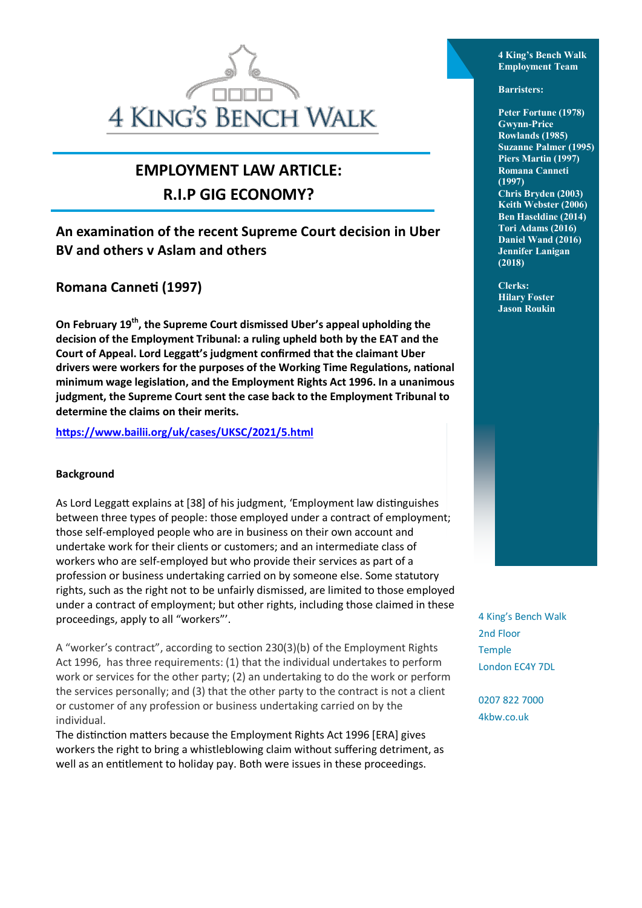# EMPLOYMENT LAW ARTICLE: R.I.P GIG ECONOMY?

## An examination of the recent Supreme Court decision in Uber BV and others v Aslam and others

### Romana Canneti (1997)

**On February 19th, the Supreme Court dismissed Uber's appeal upholding the decision of the Employment Tribunal: a ruling upheld both by the EAT and the Court of Appeal. Lord Leggatt's judgment confirmed that the claimant Uber drivers were workers for the purposes of the Working Time Regulations, national minimum wage legislation, and the Employment Rights Act 1996. In a unanimous judgment, the Supreme Court sent the case back to the Employment Tribunal to determine the claims on their merits.**

https://www.bailii.org/uk/cases/UKSC/2021/5.html

**Background**

As Lord Leggatt explains at [38] of his judgment, 'Employment law distinguishes between three types of people: those employed under a contract of employment; those self-employed people who are in business on their own account and undertake work for their clients or customers; and an intermediate class of workers who are self-employed but who provide their services as part of a profession or business undertaking carried on by someone else. Some statutory rights, such as the right not to be unfairly dismissed, are limited to those employed under a contract of employment; but other rights, including those claimed in these proceedings, apply to all "workers"'.

A "worker's contract", according to section 230(3)(b) of the Employment Rights Act 1996, has three requirements: (1) that the individual undertakes to perform work or services for the other party; (2) an undertaking to do the work or perform the services personally; and (3) that the other party to the contract is not a client or customer of any profession or business undertaking carried on by the individual.

The distinction matters because the Employment Rights Act 1996 [ERA] gives workers the right to bring a whistleblowing claim without suffering detriment, as well as an entitlement to holiday pay. Both were issues in these proceedings.

4 King's Bench Walk Employment Team

Barristers:

Peter Fortune (1978)
Gwynn-Price Rowlands (1985)
Suzanne Palmer (1995)
Piers Martin (1997)
Romana Canneti (1997)
Chris Bryden (2003)
Keith Webster (2006)
Ben Haseldine (2014)
Tori Adams (2016)
Daniel Wand (2016)
Jennifer Lanigan (2018)

Clerks:
Hilary Foster
Jason Roukin

4 King's Bench Walk
2nd Floor
Temple
London EC4Y 7DL

0207 822 7000
4kbw.co.uk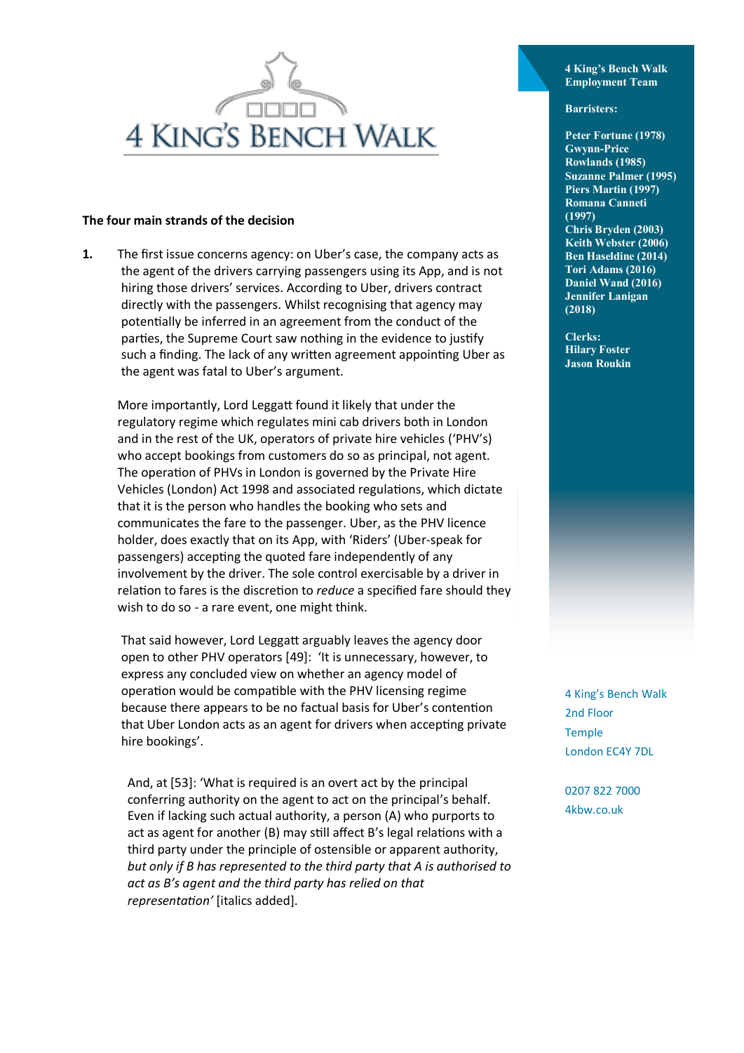### The four main strands of the decision

1. The first issue concerns agency: on Uber's case, the company acts as the agent of the drivers carrying passengers using its App, and is not hiring those drivers' services. According to Uber, drivers contract directly with the passengers. Whilst recognising that agency may potentially be inferred in an agreement from the conduct of the parties, the Supreme Court saw nothing in the evidence to justify such a finding. The lack of any written agreement appointing Uber as the agent was fatal to Uber's argument.

   More importantly, Lord Leggatt found it likely that under the regulatory regime which regulates mini cab drivers both in London and in the rest of the UK, operators of private hire vehicles ('PHV's) who accept bookings from customers do so as principal, not agent. The operation of PHVs in London is governed by the Private Hire Vehicles (London) Act 1998 and associated regulations, which dictate that it is the person who handles the booking who sets and communicates the fare to the passenger. Uber, as the PHV licence holder, does exactly that on its App, with 'Riders' (Uber-speak for passengers) accepting the quoted fare independently of any involvement by the driver. The sole control exercisable by a driver in relation to fares is the discretion to *reduce* a specified fare should they wish to do so - a rare event, one might think.

   That said however, Lord Leggatt arguably leaves the agency door open to other PHV operators [49]: 'It is unnecessary, however, to express any concluded view on whether an agency model of operation would be compatible with the PHV licensing regime because there appears to be no factual basis for Uber's contention that Uber London acts as an agent for drivers when accepting private hire bookings'.

   And, at [53]: 'What is required is an overt act by the principal conferring authority on the agent to act on the principal's behalf. Even if lacking such actual authority, a person (A) who purports to act as agent for another (B) may still affect B's legal relations with a third party under the principle of ostensible or apparent authority, *but only if B has represented to the third party that A is authorised to act as B's agent and the third party has relied on that representation'* [italics added].

4 King's Bench Walk Employment Team

Barristers:

Peter Fortune (1978)
Gwynn-Price Rowlands (1985)
Suzanne Palmer (1995)
Piers Martin (1997)
Romana Canneti (1997)
Chris Bryden (2003)
Keith Webster (2006)
Ben Haseldine (2014)
Tori Adams (2016)
Daniel Wand (2016)
Jennifer Lanigan (2018)

Clerks:
Hilary Foster
Jason Roukin

4 King's Bench Walk
2nd Floor
Temple
London EC4Y 7DL

0207 822 7000
4kbw.co.uk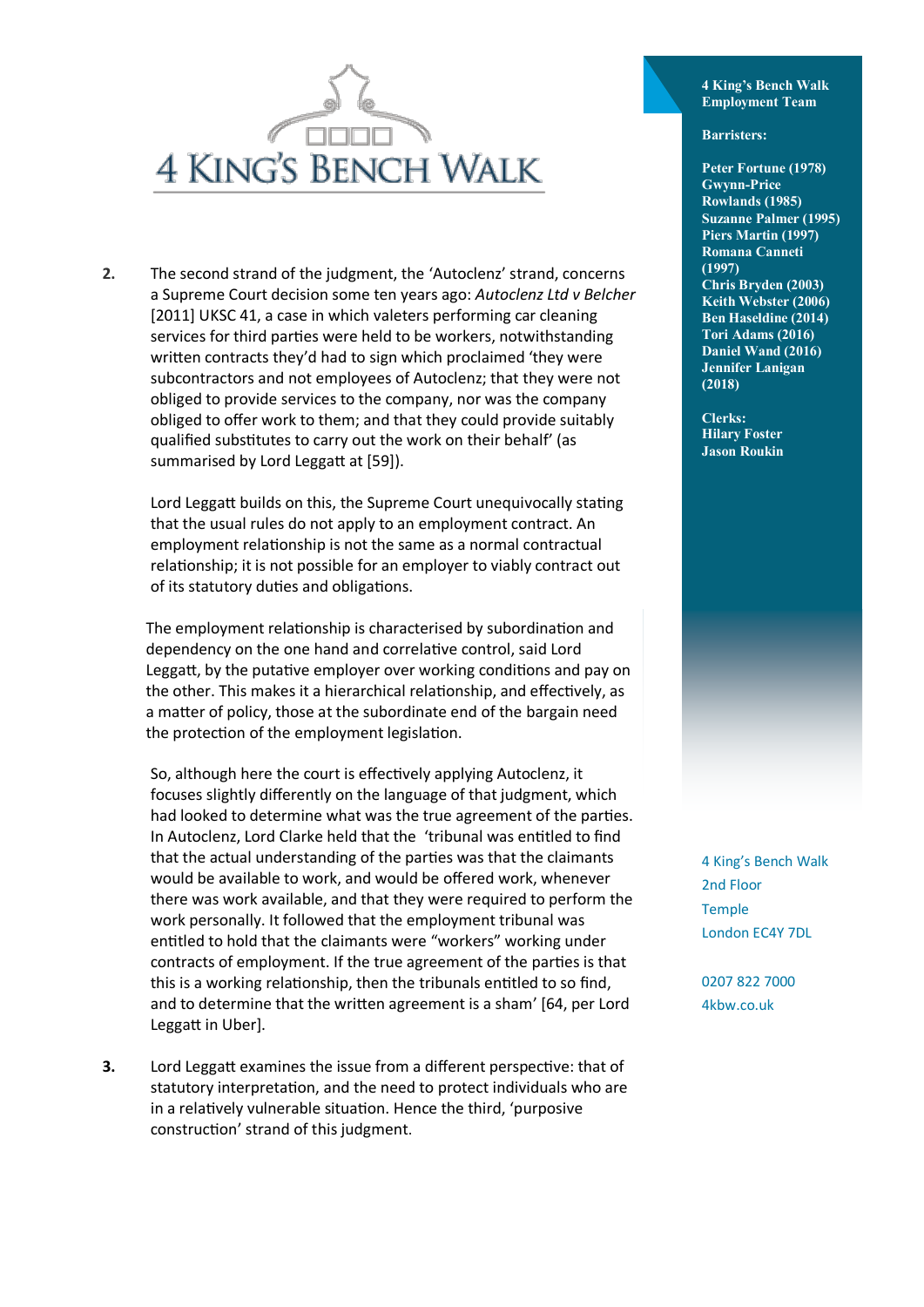2. The second strand of the judgment, the 'Autoclenz' strand, concerns a Supreme Court decision some ten years ago: *Autoclenz Ltd v Belcher* [2011] UKSC 41, a case in which valeters performing car cleaning services for third parties were held to be workers, notwithstanding written contracts they'd had to sign which proclaimed 'they were subcontractors and not employees of Autoclenz; that they were not obliged to provide services to the company, nor was the company obliged to offer work to them; and that they could provide suitably qualified substitutes to carry out the work on their behalf' (as summarised by Lord Leggatt at [59]).

   Lord Leggatt builds on this, the Supreme Court unequivocally stating that the usual rules do not apply to an employment contract. An employment relationship is not the same as a normal contractual relationship; it is not possible for an employer to viably contract out of its statutory duties and obligations.

   The employment relationship is characterised by subordination and dependency on the one hand and correlative control, said Lord Leggatt, by the putative employer over working conditions and pay on the other. This makes it a hierarchical relationship, and effectively, as a matter of policy, those at the subordinate end of the bargain need the protection of the employment legislation.

   So, although here the court is effectively applying Autoclenz, it focuses slightly differently on the language of that judgment, which had looked to determine what was the true agreement of the parties. In Autoclenz, Lord Clarke held that the 'tribunal was entitled to find that the actual understanding of the parties was that the claimants would be available to work, and would be offered work, whenever there was work available, and that they were required to perform the work personally. It followed that the employment tribunal was entitled to hold that the claimants were "workers" working under contracts of employment. If the true agreement of the parties is that this is a working relationship, then the tribunals entitled to so find, and to determine that the written agreement is a sham' [64, per Lord Leggatt in Uber].

3. Lord Leggatt examines the issue from a different perspective: that of statutory interpretation, and the need to protect individuals who are in a relatively vulnerable situation. Hence the third, 'purposive construction' strand of this judgment.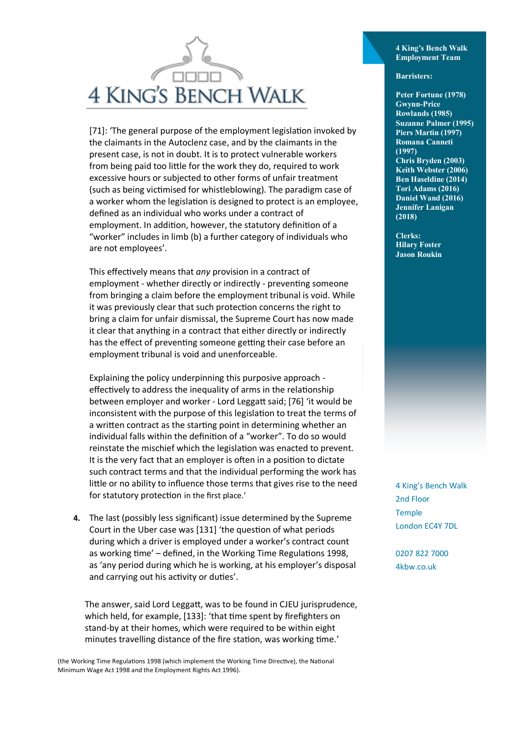[71]: 'The general purpose of the employment legislation invoked by the claimants in the Autoclenz case, and by the claimants in the present case, is not in doubt. It is to protect vulnerable workers from being paid too little for the work they do, required to work excessive hours or subjected to other forms of unfair treatment (such as being victimised for whistleblowing). The paradigm case of a worker whom the legislation is designed to protect is an employee, defined as an individual who works under a contract of employment. In addition, however, the statutory definition of a "worker" includes in limb (b) a further category of individuals who are not employees'.

This effectively means that *any* provision in a contract of employment - whether directly or indirectly - preventing someone from bringing a claim before the employment tribunal is void. While it was previously clear that such protection concerns the right to bring a claim for unfair dismissal, the Supreme Court has now made it clear that anything in a contract that either directly or indirectly has the effect of preventing someone getting their case before an employment tribunal is void and unenforceable.

Explaining the policy underpinning this purposive approach - effectively to address the inequality of arms in the relationship between employer and worker - Lord Leggatt said; [76] 'it would be inconsistent with the purpose of this legislation to treat the terms of a written contract as the starting point in determining whether an individual falls within the definition of a "worker". To do so would reinstate the mischief which the legislation was enacted to prevent. It is the very fact that an employer is often in a position to dictate such contract terms and that the individual performing the work has little or no ability to influence those terms that gives rise to the need for statutory protection in the first place.'

4. The last (possibly less significant) issue determined by the Supreme Court in the Uber case was [131] 'the question of what periods during which a driver is employed under a worker's contract count as working time' – defined, in the Working Time Regulations 1998, as 'any period during which he is working, at his employer's disposal and carrying out his activity or duties'.

The answer, said Lord Leggatt, was to be found in CJEU jurisprudence, which held, for example, [133]: 'that time spent by firefighters on stand-by at their homes, which were required to be within eight minutes travelling distance of the fire station, was working time.'

(the Working Time Regulations 1998 (which implement the Working Time Directive), the National Minimum Wage Act 1998 and the Employment Rights Act 1996).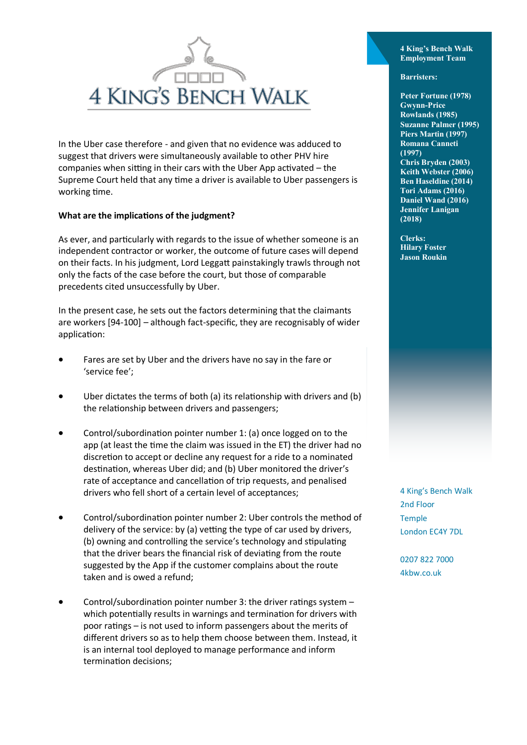In the Uber case therefore - and given that no evidence was adduced to suggest that drivers were simultaneously available to other PHV hire companies when sitting in their cars with the Uber App activated – the Supreme Court held that any time a driver is available to Uber passengers is working time.

**What are the implications of the judgment?**

As ever, and particularly with regards to the issue of whether someone is an independent contractor or worker, the outcome of future cases will depend on their facts. In his judgment, Lord Leggatt painstakingly trawls through not only the facts of the case before the court, but those of comparable precedents cited unsuccessfully by Uber.

In the present case, he sets out the factors determining that the claimants are workers [94-100] – although fact-specific, they are recognisably of wider application:

- Fares are set by Uber and the drivers have no say in the fare or 'service fee';
- Uber dictates the terms of both (a) its relationship with drivers and (b) the relationship between drivers and passengers;
- Control/subordination pointer number 1: (a) once logged on to the app (at least the time the claim was issued in the ET) the driver had no discretion to accept or decline any request for a ride to a nominated destination, whereas Uber did; and (b) Uber monitored the driver's rate of acceptance and cancellation of trip requests, and penalised drivers who fell short of a certain level of acceptances;
- Control/subordination pointer number 2: Uber controls the method of delivery of the service: by (a) vetting the type of car used by drivers, (b) owning and controlling the service's technology and stipulating that the driver bears the financial risk of deviating from the route suggested by the App if the customer complains about the route taken and is owed a refund;
- Control/subordination pointer number 3: the driver ratings system – which potentially results in warnings and termination for drivers with poor ratings – is not used to inform passengers about the merits of different drivers so as to help them choose between them. Instead, it is an internal tool deployed to manage performance and inform termination decisions;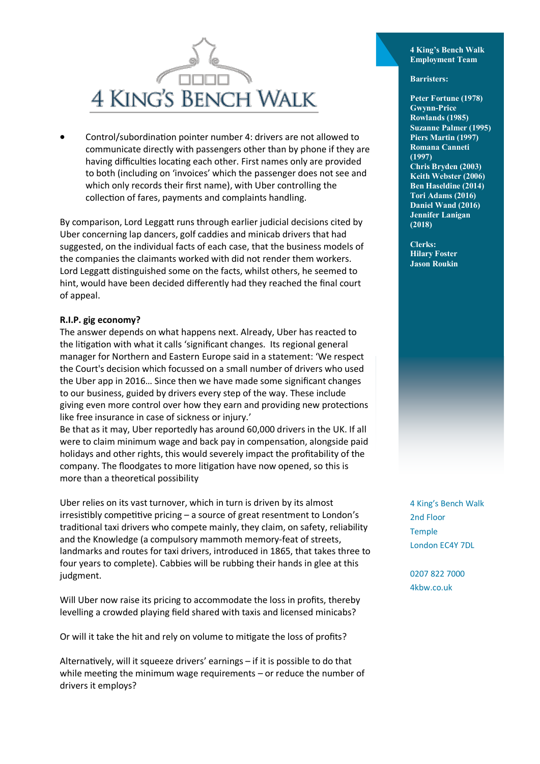- Control/subordination pointer number 4: drivers are not allowed to communicate directly with passengers other than by phone if they are having difficulties locating each other. First names only are provided to both (including on 'invoices' which the passenger does not see and which only records their first name), with Uber controlling the collection of fares, payments and complaints handling.

By comparison, Lord Leggatt runs through earlier judicial decisions cited by Uber concerning lap dancers, golf caddies and minicab drivers that had suggested, on the individual facts of each case, that the business models of the companies the claimants worked with did not render them workers. Lord Leggatt distinguished some on the facts, whilst others, he seemed to hint, would have been decided differently had they reached the final court of appeal.

**R.I.P. gig economy?**

The answer depends on what happens next. Already, Uber has reacted to the litigation with what it calls 'significant changes. Its regional general manager for Northern and Eastern Europe said in a statement: 'We respect the Court's decision which focussed on a small number of drivers who used the Uber app in 2016… Since then we have made some significant changes to our business, guided by drivers every step of the way. These include giving even more control over how they earn and providing new protections like free insurance in case of sickness or injury.'

Be that as it may, Uber reportedly has around 60,000 drivers in the UK. If all were to claim minimum wage and back pay in compensation, alongside paid holidays and other rights, this would severely impact the profitability of the company. The floodgates to more litigation have now opened, so this is more than a theoretical possibility

Uber relies on its vast turnover, which in turn is driven by its almost irresistibly competitive pricing – a source of great resentment to London's traditional taxi drivers who compete mainly, they claim, on safety, reliability and the Knowledge (a compulsory mammoth memory-feat of streets, landmarks and routes for taxi drivers, introduced in 1865, that takes three to four years to complete). Cabbies will be rubbing their hands in glee at this judgment.

Will Uber now raise its pricing to accommodate the loss in profits, thereby levelling a crowded playing field shared with taxis and licensed minicabs?

Or will it take the hit and rely on volume to mitigate the loss of profits?

Alternatively, will it squeeze drivers' earnings – if it is possible to do that while meeting the minimum wage requirements – or reduce the number of drivers it employs?

**4 King's Bench Walk Employment Team**

**Barristers:**

**Peter Fortune (1978)**
**Gwynn-Price Rowlands (1985)**
**Suzanne Palmer (1995)**
**Piers Martin (1997)**
**Romana Canneti (1997)**
**Chris Bryden (2003)**
**Keith Webster (2006)**
**Ben Haseldine (2014)**
**Tori Adams (2016)**
**Daniel Wand (2016)**
**Jennifer Lanigan (2018)**

**Clerks:**
**Hilary Foster**
**Jason Roukin**

4 King's Bench Walk
2nd Floor
Temple
London EC4Y 7DL

0207 822 7000
4kbw.co.uk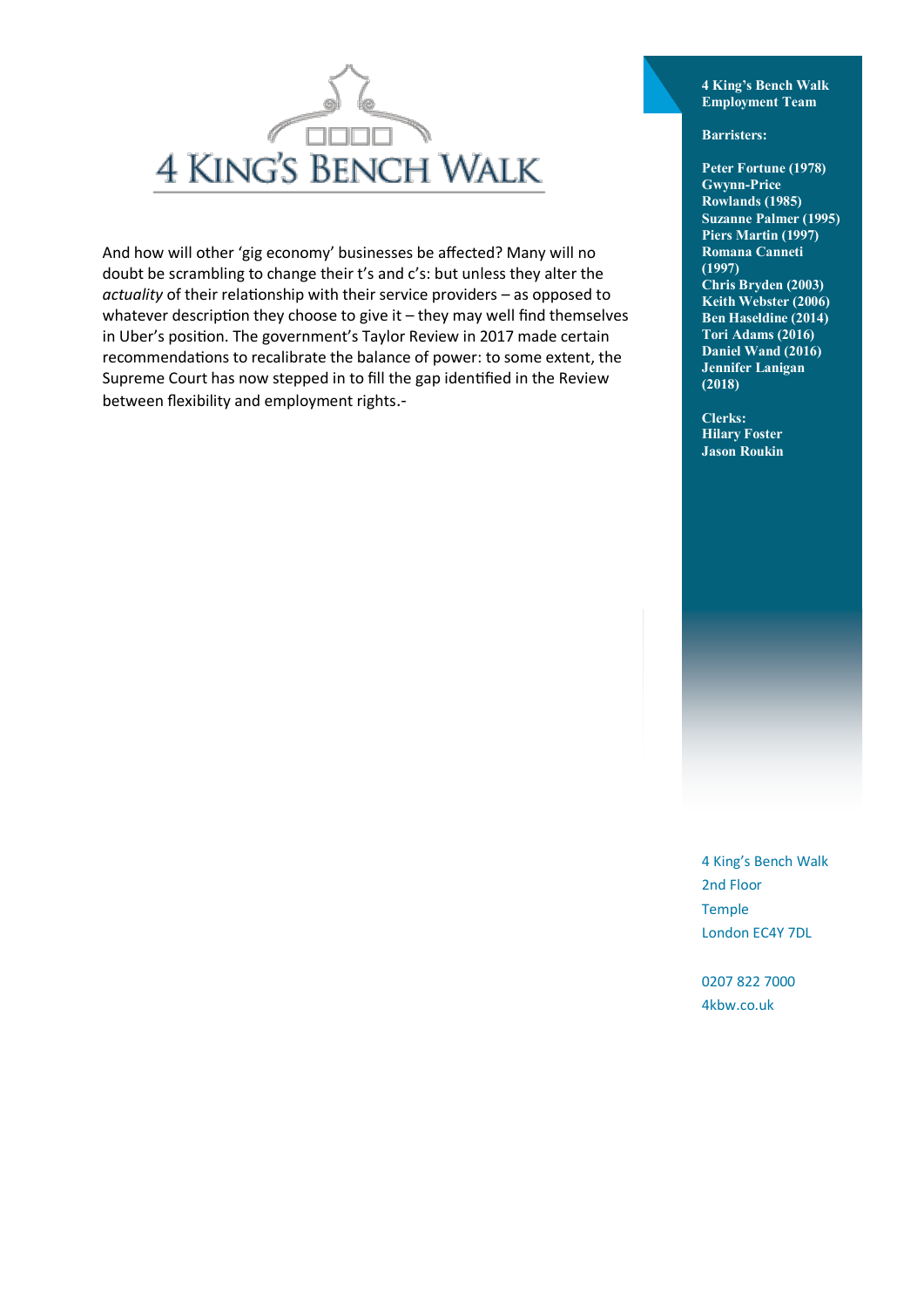And how will other 'gig economy' businesses be affected? Many will no doubt be scrambling to change their t's and c's: but unless they alter the *actuality* of their relationship with their service providers – as opposed to whatever description they choose to give it – they may well find themselves in Uber's position. The government's Taylor Review in 2017 made certain recommendations to recalibrate the balance of power: to some extent, the Supreme Court has now stepped in to fill the gap identified in the Review between flexibility and employment rights.-

**4 King's Bench Walk Employment Team**

**Barristers:**

**Peter Fortune (1978)**
**Gwynn-Price Rowlands (1985)**
**Suzanne Palmer (1995)**
**Piers Martin (1997)**
**Romana Canneti (1997)**
**Chris Bryden (2003)**
**Keith Webster (2006)**
**Ben Haseldine (2014)**
**Tori Adams (2016)**
**Daniel Wand (2016)**
**Jennifer Lanigan (2018)**

**Clerks:**
**Hilary Foster**
**Jason Roukin**

4 King's Bench Walk
2nd Floor
Temple
London EC4Y 7DL

0207 822 7000
4kbw.co.uk